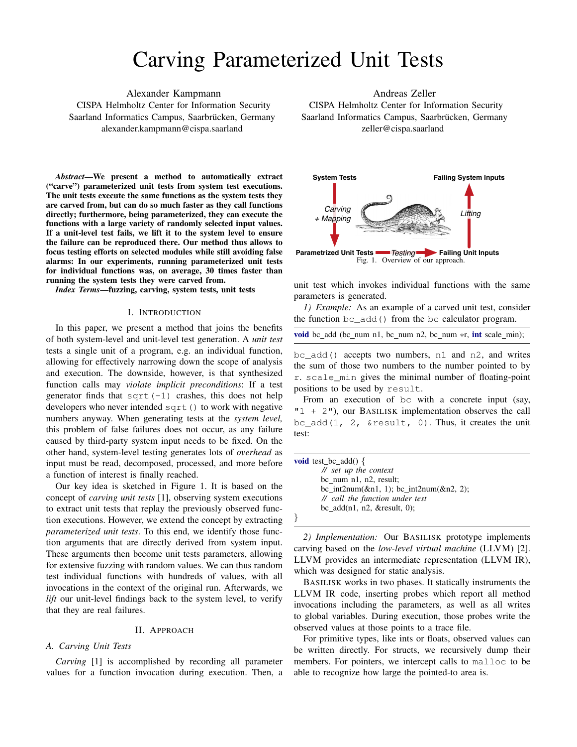# Carving Parameterized Unit Tests

Alexander Kampmann
CISPA Helmholtz Center for Information Security
Saarland Informatics Campus, Saarbrücken, Germany
alexander.kampmann@cispa.saarland

Andreas Zeller
CISPA Helmholtz Center for Information Security
Saarland Informatics Campus, Saarbrücken, Germany
zeller@cispa.saarland

***Abstract*—We present a method to automatically extract ("carve") parameterized unit tests from system test executions. The unit tests execute the same functions as the system tests they are carved from, but can do so much faster as they call functions directly; furthermore, being parameterized, they can execute the functions with a large variety of randomly selected input values. If a unit-level test fails, we lift it to the system level to ensure the failure can be reproduced there. Our method thus allows to focus testing efforts on selected modules while still avoiding false alarms: In our experiments, running parameterized unit tests for individual functions was, on average, 30 times faster than running the system tests they were carved from.**

***Index Terms*—fuzzing, carving, system tests, unit tests**

## I. Introduction

In this paper, we present a method that joins the benefits of both system-level and unit-level test generation. A *unit test* tests a single unit of a program, e.g. an individual function, allowing for effectively narrowing down the scope of analysis and execution. The downside, however, is that synthesized function calls may *violate implicit preconditions*: If a test generator finds that `sqrt(-1)` crashes, this does not help developers who never intended `sqrt()` to work with negative numbers anyway. When generating tests at the *system level,* this problem of false failures does not occur, as any failure caused by third-party system input needs to be fixed. On the other hand, system-level testing generates lots of *overhead* as input must be read, decomposed, processed, and more before a function of interest is finally reached.

Our key idea is sketched in Figure 1. It is based on the concept of *carving unit tests* [1], observing system executions to extract unit tests that replay the previously observed function executions. However, we extend the concept by extracting *parameterized unit tests*. To this end, we identify those function arguments that are directly derived from system input. These arguments then become unit tests parameters, allowing for extensive fuzzing with random values. We can thus random test individual functions with hundreds of values, with all invocations in the context of the original run. Afterwards, we *lift* our unit-level findings back to the system level, to verify that they are real failures.

## II. Approach

### A. Carving Unit Tests

*Carving* [1] is accomplished by recording all parameter values for a function invocation during execution. Then, a unit test which invokes individual functions with the same parameters is generated.

System Tests → Carving + Mapping → Parametrized Unit Tests → Testing → Failing Unit Inputs → Lifting → Failing System Inputs

Fig. 1. Overview of our approach.

*1) Example:* As an example of a carved unit test, consider the function `bc_add()` from the `bc` calculator program.

```
void bc_add (bc_num n1, bc_num n2, bc_num *r, int scale_min);
```

`bc_add()` accepts two numbers, `n1` and `n2`, and writes the sum of those two numbers to the number pointed to by `r`. `scale_min` gives the minimal number of floating-point positions to be used by `result`.

From an execution of `bc` with a concrete input (say, `"1 + 2"`), our Basilisk implementation observes the call `bc_add(1, 2, &result, 0)`. Thus, it creates the unit test:

```
void test_bc_add() {
    // set up the context
    bc_num n1, n2, result;
    bc_int2num(&n1, 1); bc_int2num(&n2, 2);
    // call the function under test
    bc_add(n1, n2, &result, 0);
}
```

*2) Implementation:* Our Basilisk prototype implements carving based on the *low-level virtual machine* (LLVM) [2]. LLVM provides an intermediate representation (LLVM IR), which was designed for static analysis.

Basilisk works in two phases. It statically instruments the LLVM IR code, inserting probes which report all method invocations including the parameters, as well as all writes to global variables. During execution, those probes write the observed values at those points to a trace file.

For primitive types, like ints or floats, observed values can be written directly. For structs, we recursively dump their members. For pointers, we intercept calls to `malloc` to be able to recognize how large the pointed-to area is.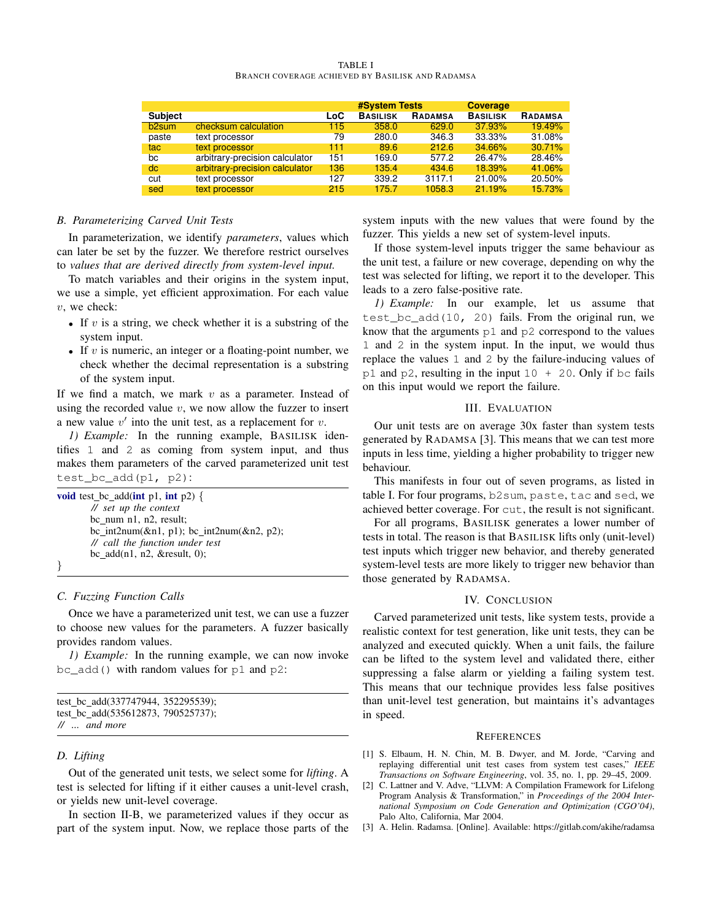TABLE I
BRANCH COVERAGE ACHIEVED BY BASILISK AND RADAMSA

| | | | #System Tests | | Coverage | |
|---|---|---|---|---|---|---|
| **Subject** | | **LoC** | **BASILISK** | **RADAMSA** | **BASILISK** | **RADAMSA** |
| b2sum | checksum calculation | 115 | 358.0 | 629.0 | 37.93% | 19.49% |
| paste | text processor | 79 | 280.0 | 346.3 | 33.33% | 31.08% |
| tac | text processor | 111 | 89.6 | 212.6 | 34.66% | 30.71% |
| bc | arbitrary-precision calculator | 151 | 169.0 | 577.2 | 26.47% | 28.46% |
| dc | arbitrary-precision calculator | 136 | 135.4 | 434.6 | 18.39% | 41.06% |
| cut | text processor | 127 | 339.2 | 3117.1 | 21.00% | 20.50% |
| sed | text processor | 215 | 175.7 | 1058.3 | 21.19% | 15.73% |

### B. Parameterizing Carved Unit Tests

In parameterization, we identify *parameters*, values which can later be set by the fuzzer. We therefore restrict ourselves to *values that are derived directly from system-level input.*

To match variables and their origins in the system input, we use a simple, yet efficient approximation. For each value $v$, we check:

- If $v$ is a string, we check whether it is a substring of the system input.
- If $v$ is numeric, an integer or a floating-point number, we check whether the decimal representation is a substring of the system input.

If we find a match, we mark $v$ as a parameter. Instead of using the recorded value $v$, we now allow the fuzzer to insert a new value $v'$ into the unit test, as a replacement for $v$.

*1) Example:* In the running example, BASILISK identifies `1` and `2` as coming from system input, and thus makes them parameters of the carved parameterized unit test `test_bc_add(p1, p2)`:

```
void test_bc_add(int p1, int p2) {
    // set up the context
    bc_num n1, n2, result;
    bc_int2num(&n1, p1); bc_int2num(&n2, p2);
    // call the function under test
    bc_add(n1, n2, &result, 0);
}
```

### C. Fuzzing Function Calls

Once we have a parameterized unit test, we can use a fuzzer to choose new values for the parameters. A fuzzer basically provides random values.

*1) Example:* In the running example, we can now invoke `bc_add()` with random values for `p1` and `p2`:

```
test_bc_add(337747944, 352295539);
test_bc_add(535612873, 790525737);
// ... and more
```

### D. Lifting

Out of the generated unit tests, we select some for *lifting*. A test is selected for lifting if it either causes a unit-level crash, or yields new unit-level coverage.

In section II-B, we parameterized values if they occur as part of the system input. Now, we replace those parts of the system inputs with the new values that were found by the fuzzer. This yields a new set of system-level inputs.

If those system-level inputs trigger the same behaviour as the unit test, a failure or new coverage, depending on why the test was selected for lifting, we report it to the developer. This leads to a zero false-positive rate.

*1) Example:* In our example, let us assume that `test_bc_add(10, 20)` fails. From the original run, we know that the arguments `p1` and `p2` correspond to the values `1` and `2` in the system input. In the input, we would thus replace the values `1` and `2` by the failure-inducing values of `p1` and `p2`, resulting in the input `10 + 20`. Only if `bc` fails on this input would we report the failure.

## III. EVALUATION

Our unit tests are on average 30x faster than system tests generated by RADAMSA [3]. This means that we can test more inputs in less time, yielding a higher probability to trigger new behaviour.

This manifests in four out of seven programs, as listed in table I. For four programs, `b2sum`, `paste`, `tac` and `sed`, we achieved better coverage. For `cut`, the result is not significant.

For all programs, BASILISK generates a lower number of tests in total. The reason is that BASILISK lifts only (unit-level) test inputs which trigger new behavior, and thereby generated system-level tests are more likely to trigger new behavior than those generated by RADAMSA.

## IV. CONCLUSION

Carved parameterized unit tests, like system tests, provide a realistic context for test generation, like unit tests, they can be analyzed and executed quickly. When a unit fails, the failure can be lifted to the system level and validated there, either suppressing a false alarm or yielding a failing system test. This means that our technique provides less false positives than unit-level test generation, but maintains it's advantages in speed.

## REFERENCES

[1] S. Elbaum, H. N. Chin, M. B. Dwyer, and M. Jorde, "Carving and replaying differential unit test cases from system test cases," *IEEE Transactions on Software Engineering*, vol. 35, no. 1, pp. 29–45, 2009.

[2] C. Lattner and V. Adve, "LLVM: A Compilation Framework for Lifelong Program Analysis & Transformation," in *Proceedings of the 2004 International Symposium on Code Generation and Optimization (CGO'04)*, Palo Alto, California, Mar 2004.

[3] A. Helin. Radamsa. [Online]. Available: https://gitlab.com/akihe/radamsa